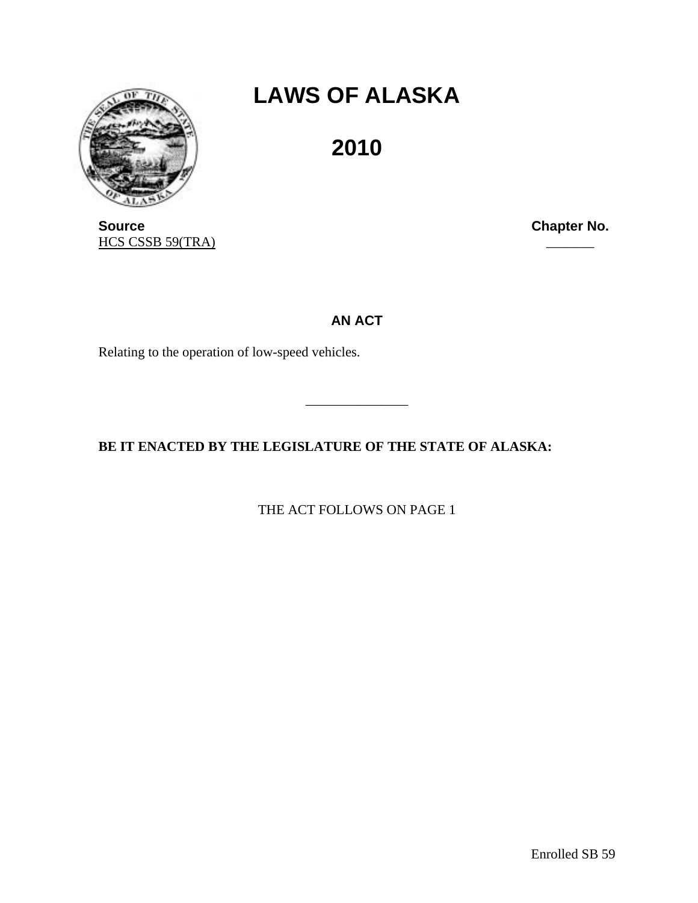# LAWS OF ALASKA

# 2010

**Source** | **Chapter No.**
HCS CSSB 59(TRA) | _______

## AN ACT

Relating to the operation of low-speed vehicles.

_______________

**BE IT ENACTED BY THE LEGISLATURE OF THE STATE OF ALASKA:**

THE ACT FOLLOWS ON PAGE 1

Enrolled SB 59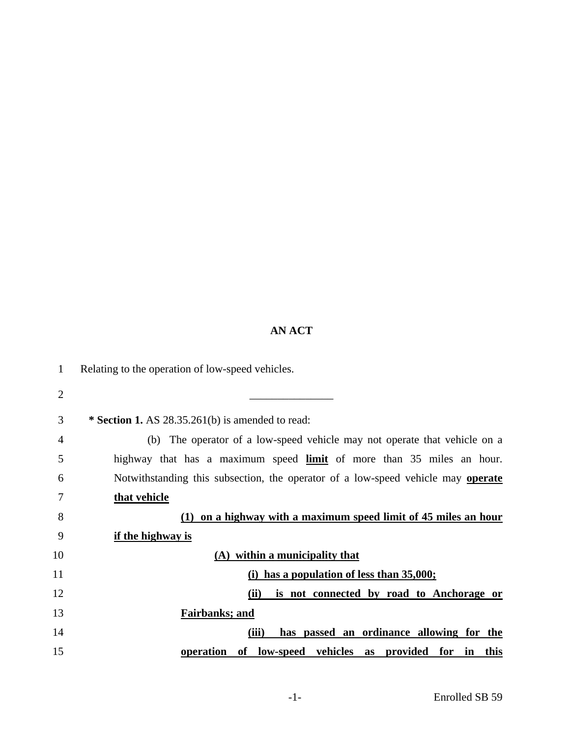# AN ACT

Relating to the operation of low-speed vehicles.

\_\_\_\_\_\_\_\_\_\_\_\_\_\_\_

**\* Section 1.** AS 28.35.261(b) is amended to read:

(b) The operator of a low-speed vehicle may not operate that vehicle on a highway that has a maximum speed **limit** of more than 35 miles an hour. Notwithstanding this subsection, the operator of a low-speed vehicle may **operate that vehicle**

**(1) on a highway with a maximum speed limit of 45 miles an hour if the highway is**

**(A) within a municipality that**

**(i) has a population of less than 35,000;**

**(ii) is not connected by road to Anchorage or Fairbanks; and**

**(iii) has passed an ordinance allowing for the operation of low-speed vehicles as provided for in this**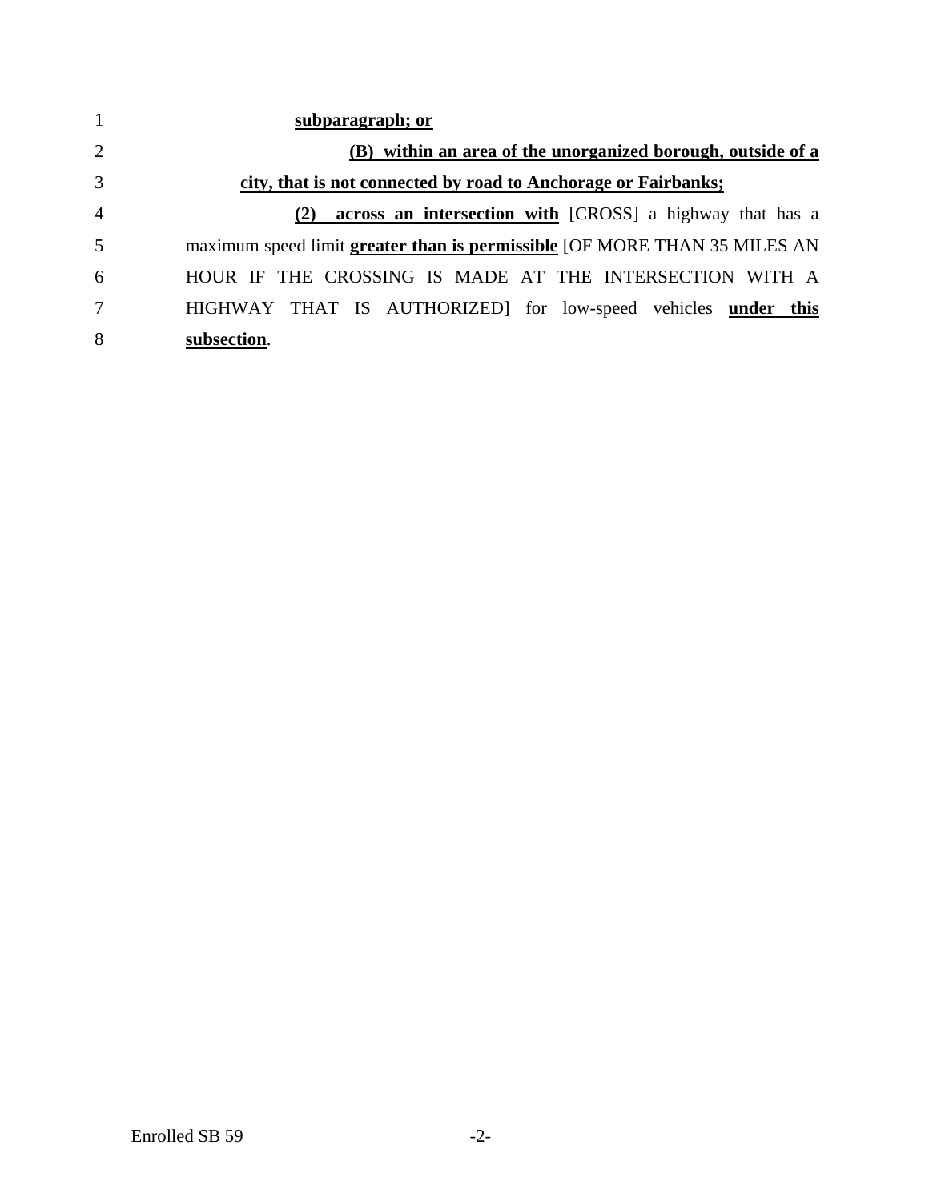**subparagraph; or**

**(B) within an area of the unorganized borough, outside of a city, that is not connected by road to Anchorage or Fairbanks;**

**(2) across an intersection with** [CROSS] a highway that has a maximum speed limit **greater than is permissible** [OF MORE THAN 35 MILES AN HOUR IF THE CROSSING IS MADE AT THE INTERSECTION WITH A HIGHWAY THAT IS AUTHORIZED] for low-speed vehicles **under this subsection**.